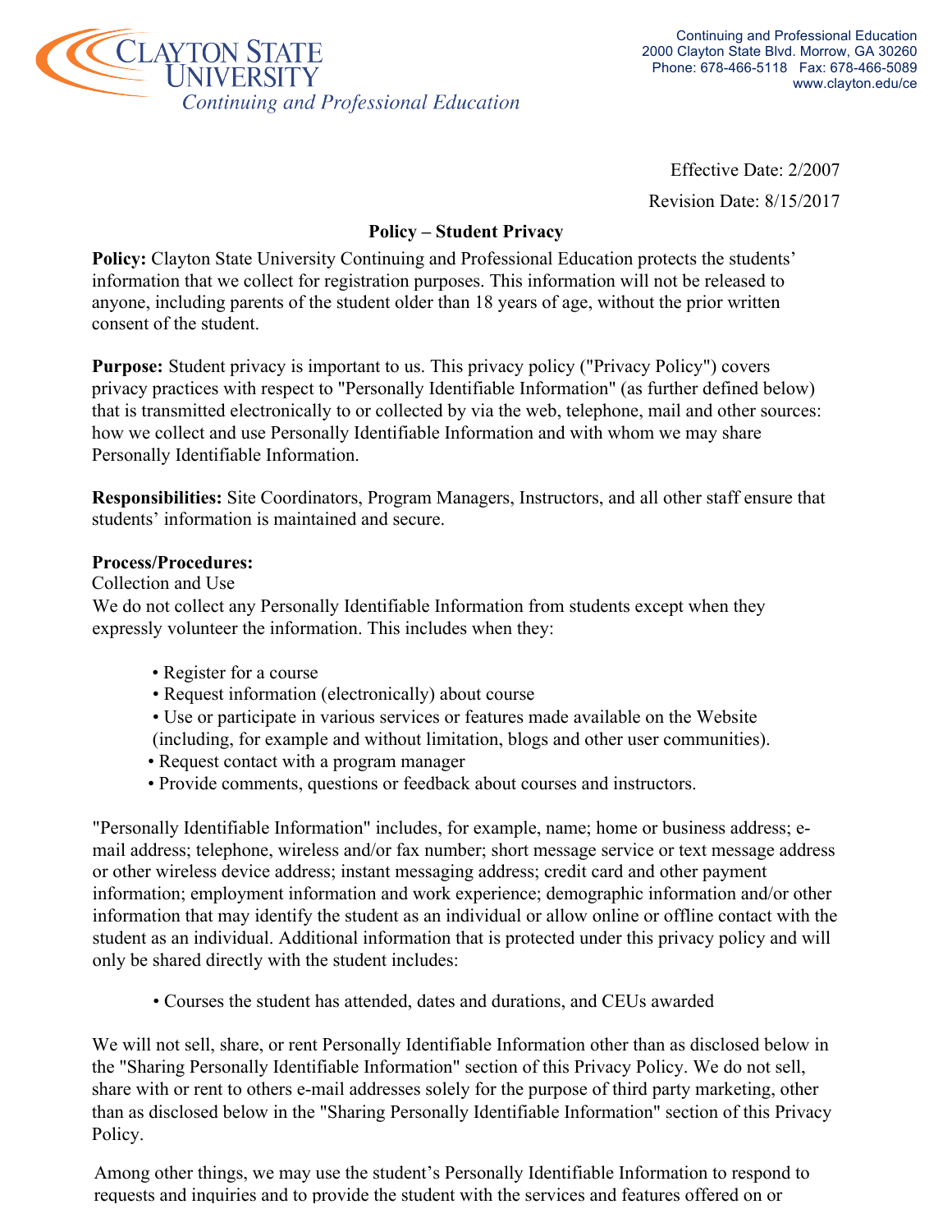Clayton State University
*Continuing and Professional Education*

Continuing and Professional Education
2000 Clayton State Blvd. Morrow, GA 30260
Phone: 678-466-5118 Fax: 678-466-5089
www.clayton.edu/ce

Effective Date: 2/2007

Revision Date: 8/15/2017

## Policy – Student Privacy

**Policy:** Clayton State University Continuing and Professional Education protects the students' information that we collect for registration purposes. This information will not be released to anyone, including parents of the student older than 18 years of age, without the prior written consent of the student.

**Purpose:** Student privacy is important to us. This privacy policy ("Privacy Policy") covers privacy practices with respect to "Personally Identifiable Information" (as further defined below) that is transmitted electronically to or collected by via the web, telephone, mail and other sources: how we collect and use Personally Identifiable Information and with whom we may share Personally Identifiable Information.

**Responsibilities:** Site Coordinators, Program Managers, Instructors, and all other staff ensure that students' information is maintained and secure.

**Process/Procedures:**

Collection and Use

We do not collect any Personally Identifiable Information from students except when they expressly volunteer the information. This includes when they:

- Register for a course
- Request information (electronically) about course
- Use or participate in various services or features made available on the Website (including, for example and without limitation, blogs and other user communities).
- Request contact with a program manager
- Provide comments, questions or feedback about courses and instructors.

"Personally Identifiable Information" includes, for example, name; home or business address; e-mail address; telephone, wireless and/or fax number; short message service or text message address or other wireless device address; instant messaging address; credit card and other payment information; employment information and work experience; demographic information and/or other information that may identify the student as an individual or allow online or offline contact with the student as an individual. Additional information that is protected under this privacy policy and will only be shared directly with the student includes:

- Courses the student has attended, dates and durations, and CEUs awarded

We will not sell, share, or rent Personally Identifiable Information other than as disclosed below in the "Sharing Personally Identifiable Information" section of this Privacy Policy. We do not sell, share with or rent to others e-mail addresses solely for the purpose of third party marketing, other than as disclosed below in the "Sharing Personally Identifiable Information" section of this Privacy Policy.

Among other things, we may use the student's Personally Identifiable Information to respond to requests and inquiries and to provide the student with the services and features offered on or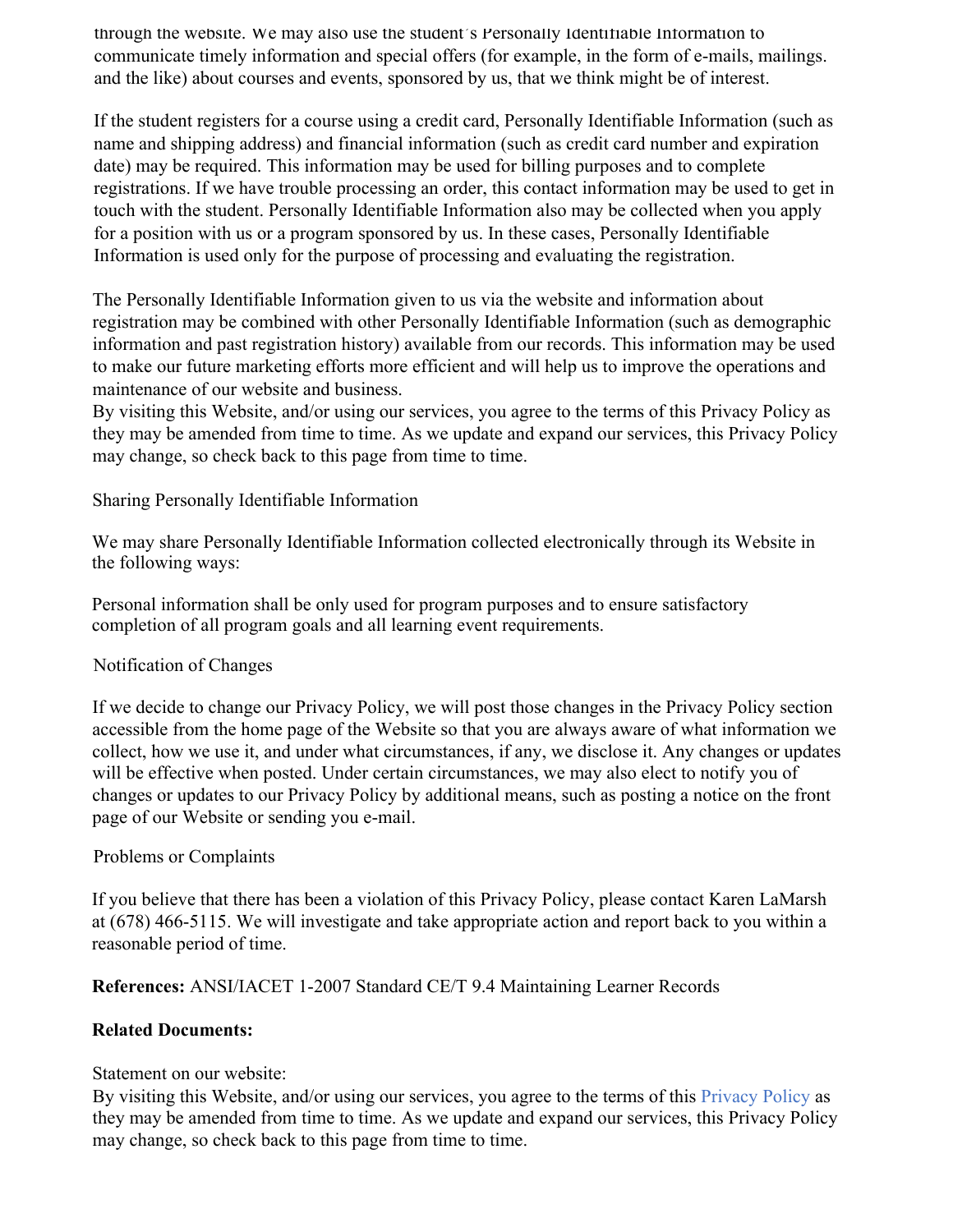through the website. We may also use the student´s Personally Identifiable Information to communicate timely information and special offers (for example, in the form of e-mails, mailings. and the like) about courses and events, sponsored by us, that we think might be of interest.

If the student registers for a course using a credit card, Personally Identifiable Information (such as name and shipping address) and financial information (such as credit card number and expiration date) may be required. This information may be used for billing purposes and to complete registrations. If we have trouble processing an order, this contact information may be used to get in touch with the student. Personally Identifiable Information also may be collected when you apply for a position with us or a program sponsored by us. In these cases, Personally Identifiable Information is used only for the purpose of processing and evaluating the registration.

The Personally Identifiable Information given to us via the website and information about registration may be combined with other Personally Identifiable Information (such as demographic information and past registration history) available from our records. This information may be used to make our future marketing efforts more efficient and will help us to improve the operations and maintenance of our website and business.
By visiting this Website, and/or using our services, you agree to the terms of this Privacy Policy as they may be amended from time to time. As we update and expand our services, this Privacy Policy may change, so check back to this page from time to time.

Sharing Personally Identifiable Information

We may share Personally Identifiable Information collected electronically through its Website in the following ways:

Personal information shall be only used for program purposes and to ensure satisfactory completion of all program goals and all learning event requirements.

Notification of Changes

If we decide to change our Privacy Policy, we will post those changes in the Privacy Policy section accessible from the home page of the Website so that you are always aware of what information we collect, how we use it, and under what circumstances, if any, we disclose it. Any changes or updates will be effective when posted. Under certain circumstances, we may also elect to notify you of changes or updates to our Privacy Policy by additional means, such as posting a notice on the front page of our Website or sending you e-mail.

Problems or Complaints

If you believe that there has been a violation of this Privacy Policy, please contact Karen LaMarsh at (678) 466-5115. We will investigate and take appropriate action and report back to you within a reasonable period of time.

**References:** ANSI/IACET 1-2007 Standard CE/T 9.4 Maintaining Learner Records

**Related Documents:**

Statement on our website:
By visiting this Website, and/or using our services, you agree to the terms of this Privacy Policy as they may be amended from time to time. As we update and expand our services, this Privacy Policy may change, so check back to this page from time to time.